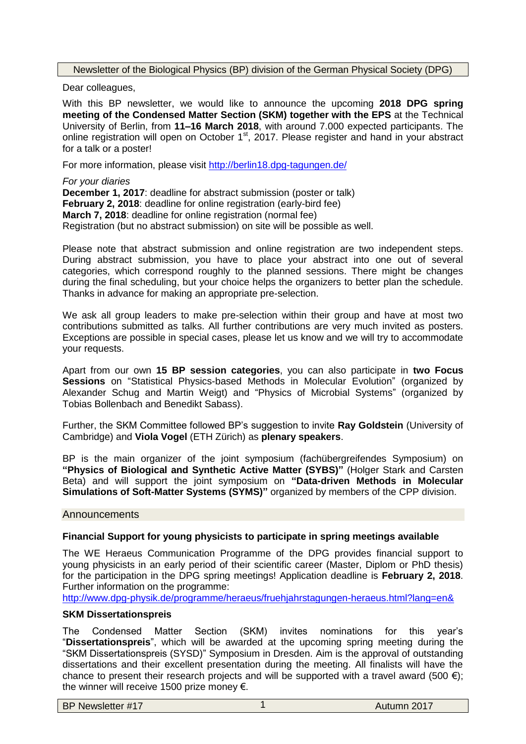Newsletter of the Biological Physics (BP) division of the German Physical Society (DPG)

Dear colleagues,

With this BP newsletter, we would like to announce the upcoming **2018 DPG spring meeting of the Condensed Matter Section (SKM) together with the EPS** at the Technical University of Berlin, from **11–16 March 2018**, with around 7.000 expected participants. The online registration will open on October 1st, 2017. Please register and hand in your abstract for a talk or a poster!

For more information, please visit http://berlin18.dpg-tagungen.de/

*For your diaries*
**December 1, 2017**: deadline for abstract submission (poster or talk)
**February 2, 2018**: deadline for online registration (early-bird fee)
**March 7, 2018**: deadline for online registration (normal fee)
Registration (but no abstract submission) on site will be possible as well.

Please note that abstract submission and online registration are two independent steps. During abstract submission, you have to place your abstract into one out of several categories, which correspond roughly to the planned sessions. There might be changes during the final scheduling, but your choice helps the organizers to better plan the schedule. Thanks in advance for making an appropriate pre-selection.

We ask all group leaders to make pre-selection within their group and have at most two contributions submitted as talks. All further contributions are very much invited as posters. Exceptions are possible in special cases, please let us know and we will try to accommodate your requests.

Apart from our own **15 BP session categories**, you can also participate in **two Focus Sessions** on "Statistical Physics-based Methods in Molecular Evolution" (organized by Alexander Schug and Martin Weigt) and "Physics of Microbial Systems" (organized by Tobias Bollenbach and Benedikt Sabass).

Further, the SKM Committee followed BP's suggestion to invite **Ray Goldstein** (University of Cambridge) and **Viola Vogel** (ETH Zürich) as **plenary speakers**.

BP is the main organizer of the joint symposium (fachübergreifendes Symposium) on **"Physics of Biological and Synthetic Active Matter (SYBS)"** (Holger Stark and Carsten Beta) and will support the joint symposium on **"Data-driven Methods in Molecular Simulations of Soft-Matter Systems (SYMS)"** organized by members of the CPP division.

## Announcements

### Financial Support for young physicists to participate in spring meetings available

The WE Heraeus Communication Programme of the DPG provides financial support to young physicists in an early period of their scientific career (Master, Diplom or PhD thesis) for the participation in the DPG spring meetings! Application deadline is **February 2, 2018**. Further information on the programme:
http://www.dpg-physik.de/programme/heraeus/fruehjahrstagungen-heraeus.html?lang=en&

### SKM Dissertationspreis

The Condensed Matter Section (SKM) invites nominations for this year's "**Dissertationspreis**", which will be awarded at the upcoming spring meeting during the "SKM Dissertationspreis (SYSD)" Symposium in Dresden. Aim is the approval of outstanding dissertations and their excellent presentation during the meeting. All finalists will have the chance to present their research projects and will be supported with a travel award (500 €); the winner will receive 1500 prize money €.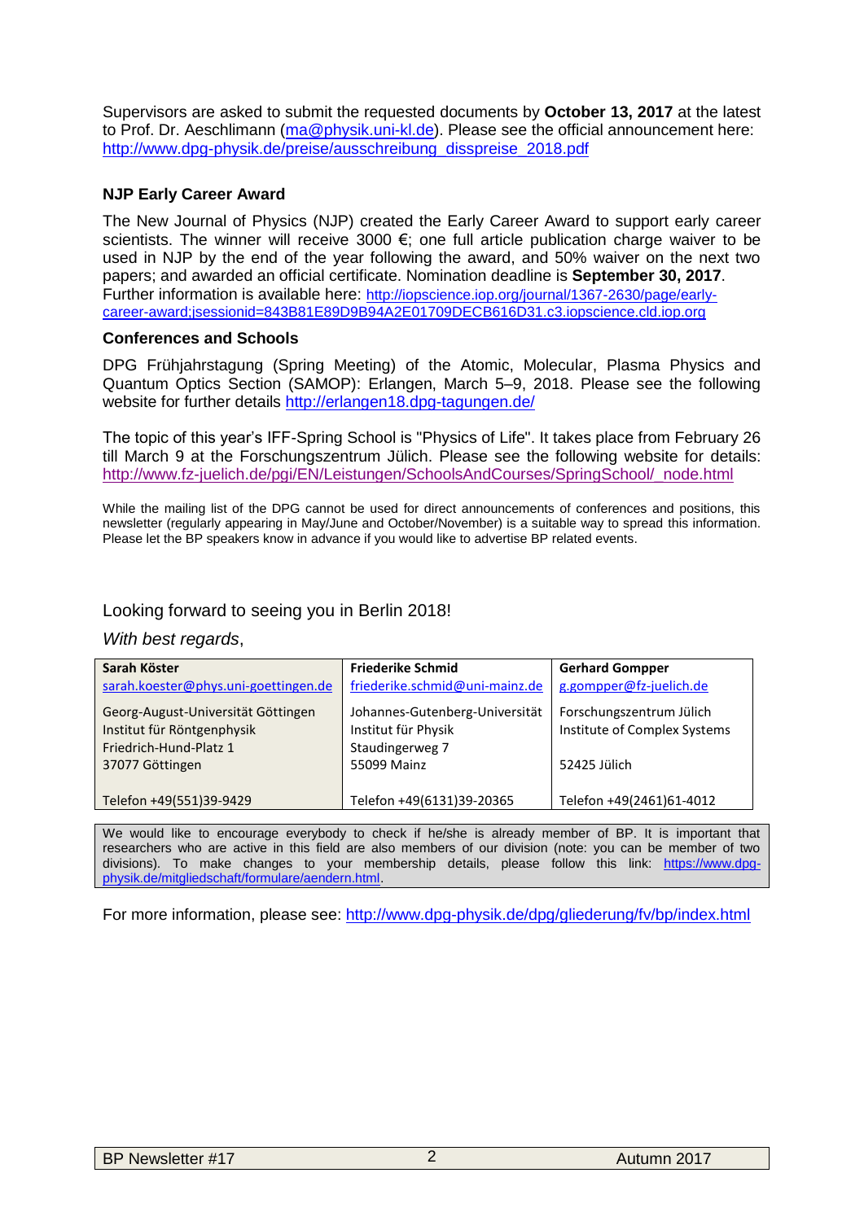Supervisors are asked to submit the requested documents by **October 13, 2017** at the latest to Prof. Dr. Aeschlimann (ma@physik.uni-kl.de). Please see the official announcement here: http://www.dpg-physik.de/preise/ausschreibung_disspreise_2018.pdf

### NJP Early Career Award

The New Journal of Physics (NJP) created the Early Career Award to support early career scientists. The winner will receive 3000 €; one full article publication charge waiver to be used in NJP by the end of the year following the award, and 50% waiver on the next two papers; and awarded an official certificate. Nomination deadline is **September 30, 2017**. Further information is available here: http://iopscience.iop.org/journal/1367-2630/page/early-career-award;jsessionid=843B81E89D9B94A2E01709DECB616D31.c3.iopscience.cld.iop.org

### Conferences and Schools

DPG Frühjahrstagung (Spring Meeting) of the Atomic, Molecular, Plasma Physics and Quantum Optics Section (SAMOP): Erlangen, March 5–9, 2018. Please see the following website for further details http://erlangen18.dpg-tagungen.de/

The topic of this year's IFF-Spring School is "Physics of Life". It takes place from February 26 till March 9 at the Forschungszentrum Jülich. Please see the following website for details: http://www.fz-juelich.de/pgi/EN/Leistungen/SchoolsAndCourses/SpringSchool/_node.html

While the mailing list of the DPG cannot be used for direct announcements of conferences and positions, this newsletter (regularly appearing in May/June and October/November) is a suitable way to spread this information. Please let the BP speakers know in advance if you would like to advertise BP related events.

Looking forward to seeing you in Berlin 2018!

*With best regards*,

| | | |
|---|---|---|
| **Sarah Köster** | **Friederike Schmid** | **Gerhard Gompper** |
| sarah.koester@phys.uni-goettingen.de | friederike.schmid@uni-mainz.de | g.gompper@fz-juelich.de |
| Georg-August-Universität Göttingen<br>Institut für Röntgenphysik<br>Friedrich-Hund-Platz 1<br>37077 Göttingen | Johannes-Gutenberg-Universität<br>Institut für Physik<br>Staudingerweg 7<br>55099 Mainz | Forschungszentrum Jülich<br>Institute of Complex Systems<br><br>52425 Jülich |
| Telefon +49(551)39-9429 | Telefon +49(6131)39-20365 | Telefon +49(2461)61-4012 |

We would like to encourage everybody to check if he/she is already member of BP. It is important that researchers who are active in this field are also members of our division (note: you can be member of two divisions). To make changes to your membership details, please follow this link: https://www.dpg-physik.de/mitgliedschaft/formulare/aendern.html.

For more information, please see: http://www.dpg-physik.de/dpg/gliederung/fv/bp/index.html